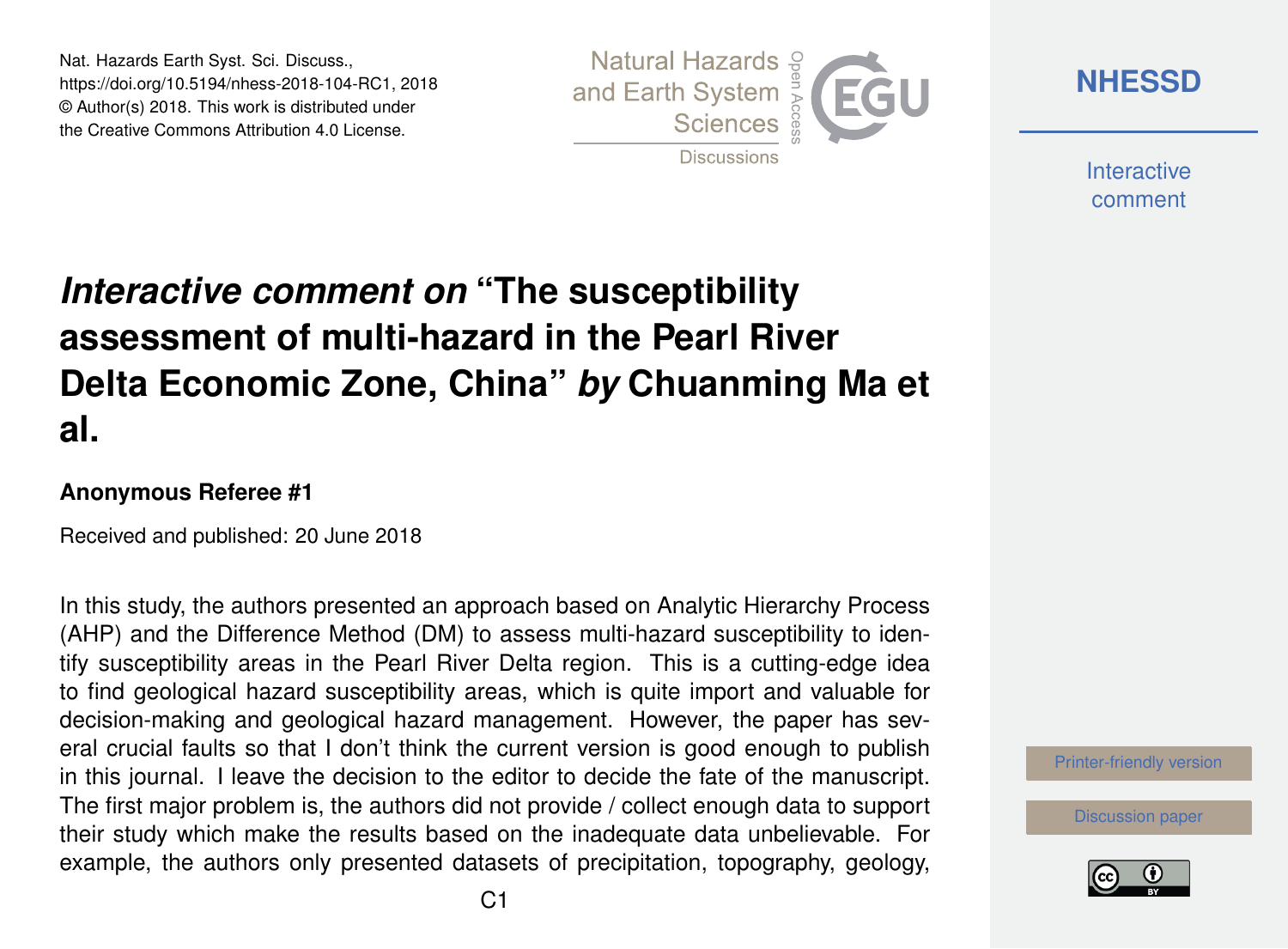# *Interactive comment on* "The susceptibility assessment of multi-hazard in the Pearl River Delta Economic Zone, China" *by* Chuanming Ma et al.

**Anonymous Referee #1**

Received and published: 20 June 2018

In this study, the authors presented an approach based on Analytic Hierarchy Process (AHP) and the Difference Method (DM) to assess multi-hazard susceptibility to identify susceptibility areas in the Pearl River Delta region. This is a cutting-edge idea to find geological hazard susceptibility areas, which is quite import and valuable for decision-making and geological hazard management. However, the paper has several crucial faults so that I don't think the current version is good enough to publish in this journal. I leave the decision to the editor to decide the fate of the manuscript. The first major problem is, the authors did not provide / collect enough data to support their study which make the results based on the inadequate data unbelievable. For example, the authors only presented datasets of precipitation, topography, geology,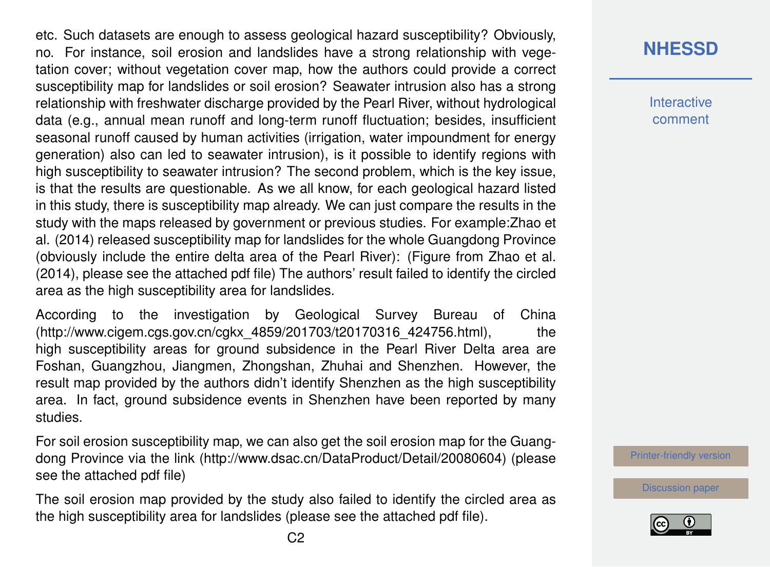etc. Such datasets are enough to assess geological hazard susceptibility? Obviously, no. For instance, soil erosion and landslides have a strong relationship with vegetation cover; without vegetation cover map, how the authors could provide a correct susceptibility map for landslides or soil erosion? Seawater intrusion also has a strong relationship with freshwater discharge provided by the Pearl River, without hydrological data (e.g., annual mean runoff and long-term runoff fluctuation; besides, insufficient seasonal runoff caused by human activities (irrigation, water impoundment for energy generation) also can led to seawater intrusion), is it possible to identify regions with high susceptibility to seawater intrusion? The second problem, which is the key issue, is that the results are questionable. As we all know, for each geological hazard listed in this study, there is susceptibility map already. We can just compare the results in the study with the maps released by government or previous studies. For example:Zhao et al. (2014) released susceptibility map for landslides for the whole Guangdong Province (obviously include the entire delta area of the Pearl River): (Figure from Zhao et al. (2014), please see the attached pdf file) The authors' result failed to identify the circled area as the high susceptibility area for landslides.

According to the investigation by Geological Survey Bureau of China (http://www.cigem.cgs.gov.cn/cgkx_4859/201703/t20170316_424756.html), the high susceptibility areas for ground subsidence in the Pearl River Delta area are Foshan, Guangzhou, Jiangmen, Zhongshan, Zhuhai and Shenzhen. However, the result map provided by the authors didn't identify Shenzhen as the high susceptibility area. In fact, ground subsidence events in Shenzhen have been reported by many studies.

For soil erosion susceptibility map, we can also get the soil erosion map for the Guangdong Province via the link (http://www.dsac.cn/DataProduct/Detail/20080604) (please see the attached pdf file)

The soil erosion map provided by the study also failed to identify the circled area as the high susceptibility area for landslides (please see the attached pdf file).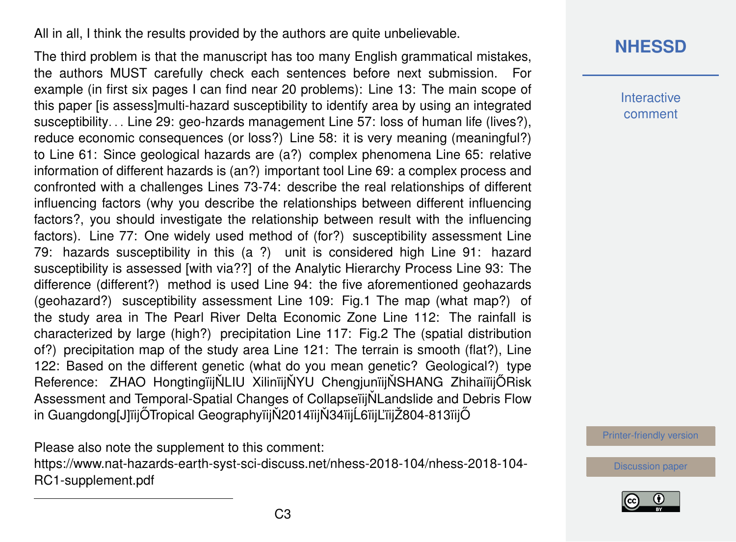All in all, I think the results provided by the authors are quite unbelievable.

The third problem is that the manuscript has too many English grammatical mistakes, the authors MUST carefully check each sentences before next submission. For example (in first six pages I can find near 20 problems): Line 13: The main scope of this paper [is assess]multi-hazard susceptibility to identify area by using an integrated susceptibility. . . Line 29: geo-hzards management Line 57: loss of human life (lives?), reduce economic consequences (or loss?) Line 58: it is very meaning (meaningful?) to Line 61: Since geological hazards are (a?) complex phenomena Line 65: relative information of different hazards is (an?) important tool Line 69: a complex process and confronted with a challenges Lines 73-74: describe the real relationships of different influencing factors (why you describe the relationships between different influencing factors?, you should investigate the relationship between result with the influencing factors). Line 77: One widely used method of (for?) susceptibility assessment Line 79: hazards susceptibility in this (a ?) unit is considered high Line 91: hazard susceptibility is assessed [with via??] of the Analytic Hierarchy Process Line 93: The difference (different?) method is used Line 94: the five aforementioned geohazards (geohazard?) susceptibility assessment Line 109: Fig.1 The map (what map?) of the study area in The Pearl River Delta Economic Zone Line 112: The rainfall is characterized by large (high?) precipitation Line 117: Fig.2 The (spatial distribution of?) precipitation map of the study area Line 121: The terrain is smooth (flat?), Line 122: Based on the different genetic (what do you mean genetic? Geological?) type Reference: ZHAO HongtingïijŇLIU XilinïijŇYU ChengjunïijŇSHANG ZhihaiïijŐRisk Assessment and Temporal-Spatial Changes of CollapseïijŇLandslide and Debris Flow in Guangdong[J]ïijŐTropical GeographyïijŇ2014ïijŇ34ïijĹ6ïijĽïijŽ804-813ïijŐ

Please also note the supplement to this comment:
https://www.nat-hazards-earth-syst-sci-discuss.net/nhess-2018-104/nhess-2018-104-RC1-supplement.pdf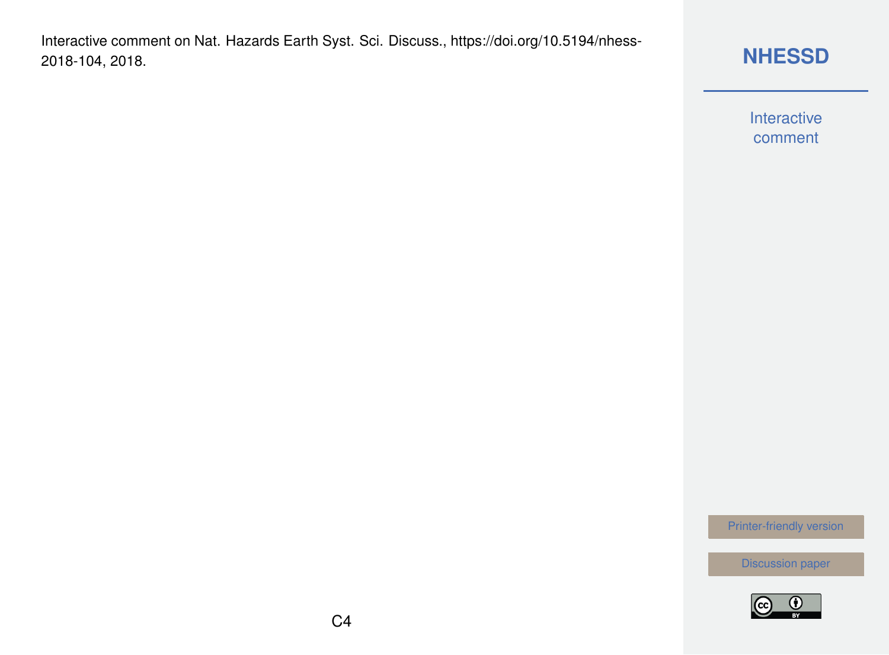Interactive comment on Nat. Hazards Earth Syst. Sci. Discuss., https://doi.org/10.5194/nhess-2018-104, 2018.